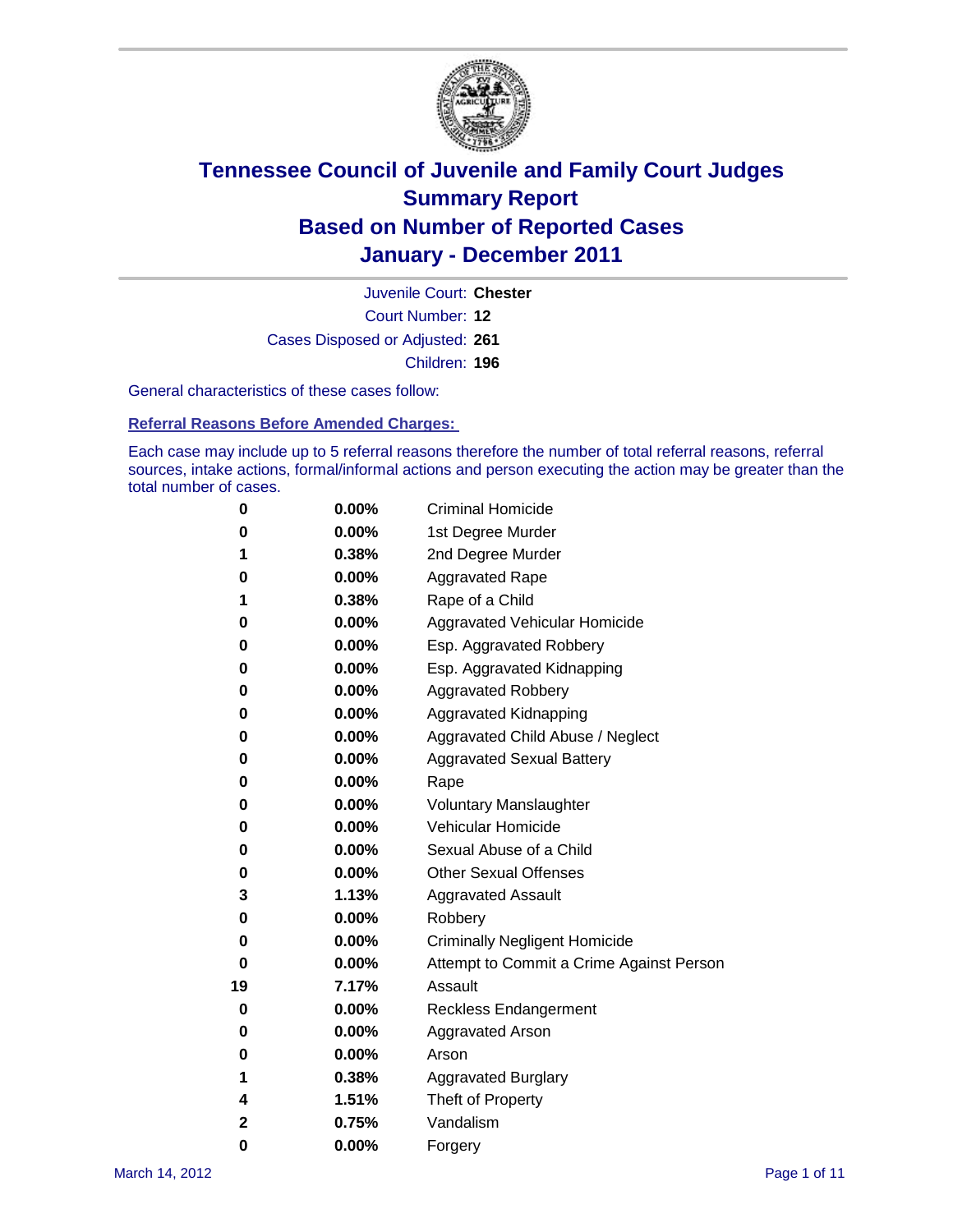# Tennessee Council of Juvenile and Family Court Judges
## Summary Report
## Based on Number of Reported Cases
## January - December 2011

Juvenile Court: **Chester**

Court Number: **12**

Cases Disposed or Adjusted: **261**

Children: **196**

General characteristics of these cases follow:

### Referral Reasons Before Amended Charges:

Each case may include up to 5 referral reasons therefore the number of total referral reasons, referral sources, intake actions, formal/informal actions and person executing the action may be greater than the total number of cases.

| Count | Percent | Referral Reason |
|---|---|---|
| 0 | 0.00% | Criminal Homicide |
| 0 | 0.00% | 1st Degree Murder |
| 1 | 0.38% | 2nd Degree Murder |
| 0 | 0.00% | Aggravated Rape |
| 1 | 0.38% | Rape of a Child |
| 0 | 0.00% | Aggravated Vehicular Homicide |
| 0 | 0.00% | Esp. Aggravated Robbery |
| 0 | 0.00% | Esp. Aggravated Kidnapping |
| 0 | 0.00% | Aggravated Robbery |
| 0 | 0.00% | Aggravated Kidnapping |
| 0 | 0.00% | Aggravated Child Abuse / Neglect |
| 0 | 0.00% | Aggravated Sexual Battery |
| 0 | 0.00% | Rape |
| 0 | 0.00% | Voluntary Manslaughter |
| 0 | 0.00% | Vehicular Homicide |
| 0 | 0.00% | Sexual Abuse of a Child |
| 0 | 0.00% | Other Sexual Offenses |
| 3 | 1.13% | Aggravated Assault |
| 0 | 0.00% | Robbery |
| 0 | 0.00% | Criminally Negligent Homicide |
| 0 | 0.00% | Attempt to Commit a Crime Against Person |
| 19 | 7.17% | Assault |
| 0 | 0.00% | Reckless Endangerment |
| 0 | 0.00% | Aggravated Arson |
| 0 | 0.00% | Arson |
| 1 | 0.38% | Aggravated Burglary |
| 4 | 1.51% | Theft of Property |
| 2 | 0.75% | Vandalism |
| 0 | 0.00% | Forgery |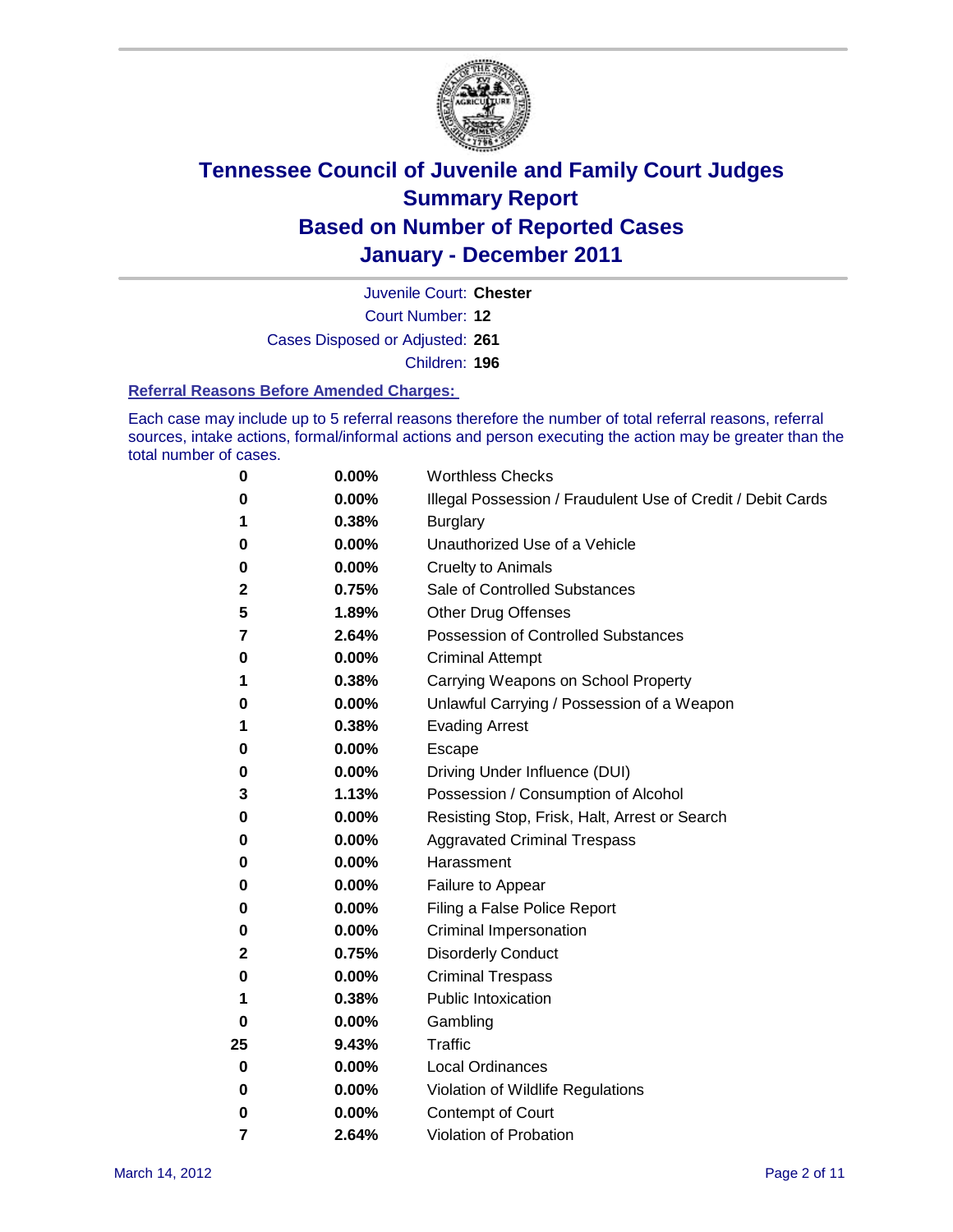# Tennessee Council of Juvenile and Family Court Judges
## Summary Report
## Based on Number of Reported Cases
## January - December 2011

Juvenile Court: **Chester**

Court Number: **12**

Cases Disposed or Adjusted: **261**

Children: **196**

### Referral Reasons Before Amended Charges:

Each case may include up to 5 referral reasons therefore the number of total referral reasons, referral sources, intake actions, formal/informal actions and person executing the action may be greater than the total number of cases.

| | | |
|---|---|---|
| 0 | 0.00% | Worthless Checks |
| 0 | 0.00% | Illegal Possession / Fraudulent Use of Credit / Debit Cards |
| 1 | 0.38% | Burglary |
| 0 | 0.00% | Unauthorized Use of a Vehicle |
| 0 | 0.00% | Cruelty to Animals |
| 2 | 0.75% | Sale of Controlled Substances |
| 5 | 1.89% | Other Drug Offenses |
| 7 | 2.64% | Possession of Controlled Substances |
| 0 | 0.00% | Criminal Attempt |
| 1 | 0.38% | Carrying Weapons on School Property |
| 0 | 0.00% | Unlawful Carrying / Possession of a Weapon |
| 1 | 0.38% | Evading Arrest |
| 0 | 0.00% | Escape |
| 0 | 0.00% | Driving Under Influence (DUI) |
| 3 | 1.13% | Possession / Consumption of Alcohol |
| 0 | 0.00% | Resisting Stop, Frisk, Halt, Arrest or Search |
| 0 | 0.00% | Aggravated Criminal Trespass |
| 0 | 0.00% | Harassment |
| 0 | 0.00% | Failure to Appear |
| 0 | 0.00% | Filing a False Police Report |
| 0 | 0.00% | Criminal Impersonation |
| 2 | 0.75% | Disorderly Conduct |
| 0 | 0.00% | Criminal Trespass |
| 1 | 0.38% | Public Intoxication |
| 0 | 0.00% | Gambling |
| 25 | 9.43% | Traffic |
| 0 | 0.00% | Local Ordinances |
| 0 | 0.00% | Violation of Wildlife Regulations |
| 0 | 0.00% | Contempt of Court |
| 7 | 2.64% | Violation of Probation |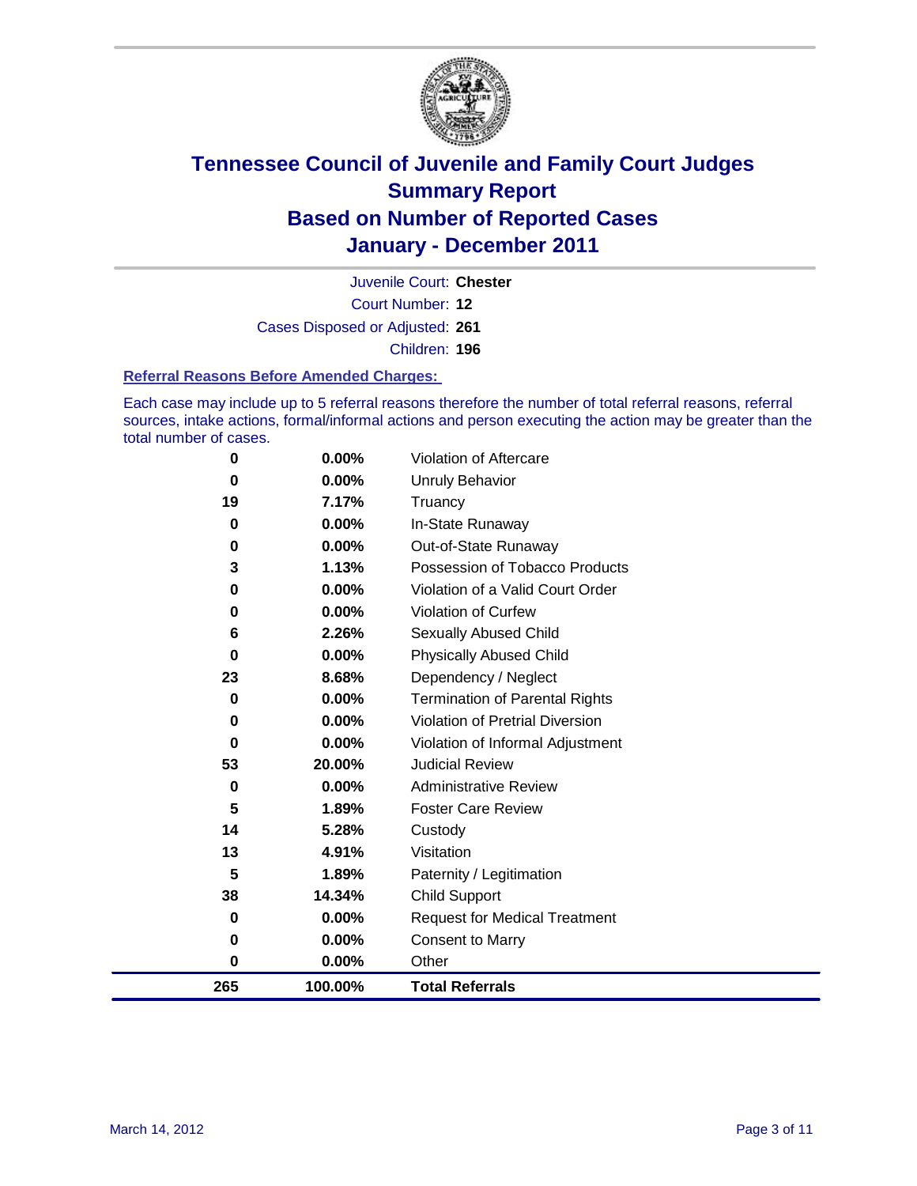# Tennessee Council of Juvenile and Family Court Judges
## Summary Report
## Based on Number of Reported Cases
## January - December 2011

Juvenile Court: **Chester**

Court Number: **12**

Cases Disposed or Adjusted: **261**

Children: **196**

### Referral Reasons Before Amended Charges:

Each case may include up to 5 referral reasons therefore the number of total referral reasons, referral sources, intake actions, formal/informal actions and person executing the action may be greater than the total number of cases.

| | | |
|---|---|---|
| 0 | 0.00% | Violation of Aftercare |
| 0 | 0.00% | Unruly Behavior |
| 19 | 7.17% | Truancy |
| 0 | 0.00% | In-State Runaway |
| 0 | 0.00% | Out-of-State Runaway |
| 3 | 1.13% | Possession of Tobacco Products |
| 0 | 0.00% | Violation of a Valid Court Order |
| 0 | 0.00% | Violation of Curfew |
| 6 | 2.26% | Sexually Abused Child |
| 0 | 0.00% | Physically Abused Child |
| 23 | 8.68% | Dependency / Neglect |
| 0 | 0.00% | Termination of Parental Rights |
| 0 | 0.00% | Violation of Pretrial Diversion |
| 0 | 0.00% | Violation of Informal Adjustment |
| 53 | 20.00% | Judicial Review |
| 0 | 0.00% | Administrative Review |
| 5 | 1.89% | Foster Care Review |
| 14 | 5.28% | Custody |
| 13 | 4.91% | Visitation |
| 5 | 1.89% | Paternity / Legitimation |
| 38 | 14.34% | Child Support |
| 0 | 0.00% | Request for Medical Treatment |
| 0 | 0.00% | Consent to Marry |
| 0 | 0.00% | Other |
| **265** | **100.00%** | **Total Referrals** |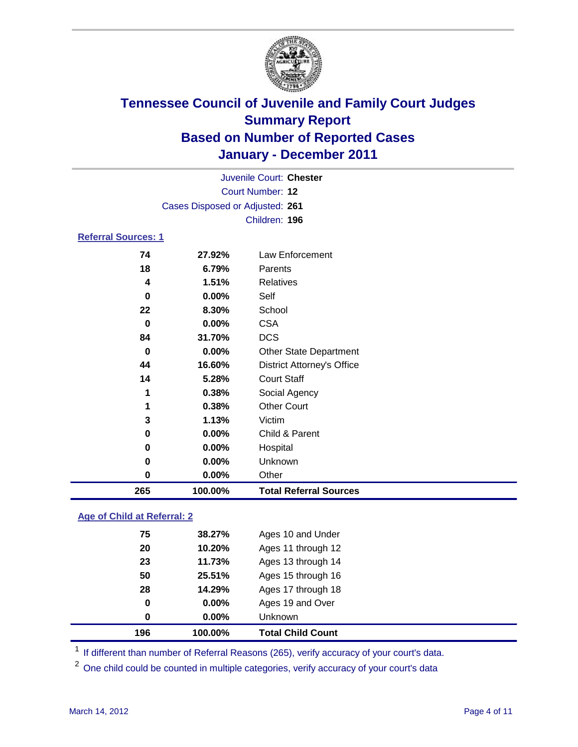# Tennessee Council of Juvenile and Family Court Judges
## Summary Report
## Based on Number of Reported Cases
## January - December 2011

Juvenile Court: **Chester**
Court Number: **12**
Cases Disposed or Adjusted: **261**
Children: **196**

### Referral Sources: 1

| Count | Percent | Source |
|---|---|---|
| 74 | 27.92% | Law Enforcement |
| 18 | 6.79% | Parents |
| 4 | 1.51% | Relatives |
| 0 | 0.00% | Self |
| 22 | 8.30% | School |
| 0 | 0.00% | CSA |
| 84 | 31.70% | DCS |
| 0 | 0.00% | Other State Department |
| 44 | 16.60% | District Attorney's Office |
| 14 | 5.28% | Court Staff |
| 1 | 0.38% | Social Agency |
| 1 | 0.38% | Other Court |
| 3 | 1.13% | Victim |
| 0 | 0.00% | Child & Parent |
| 0 | 0.00% | Hospital |
| 0 | 0.00% | Unknown |
| 0 | 0.00% | Other |
| **265** | **100.00%** | **Total Referral Sources** |

### Age of Child at Referral: 2

| Count | Percent | Age |
|---|---|---|
| 75 | 38.27% | Ages 10 and Under |
| 20 | 10.20% | Ages 11 through 12 |
| 23 | 11.73% | Ages 13 through 14 |
| 50 | 25.51% | Ages 15 through 16 |
| 28 | 14.29% | Ages 17 through 18 |
| 0 | 0.00% | Ages 19 and Over |
| 0 | 0.00% | Unknown |
| **196** | **100.00%** | **Total Child Count** |

[1] If different than number of Referral Reasons (265), verify accuracy of your court's data.

[2] One child could be counted in multiple categories, verify accuracy of your court's data

March 14, 2012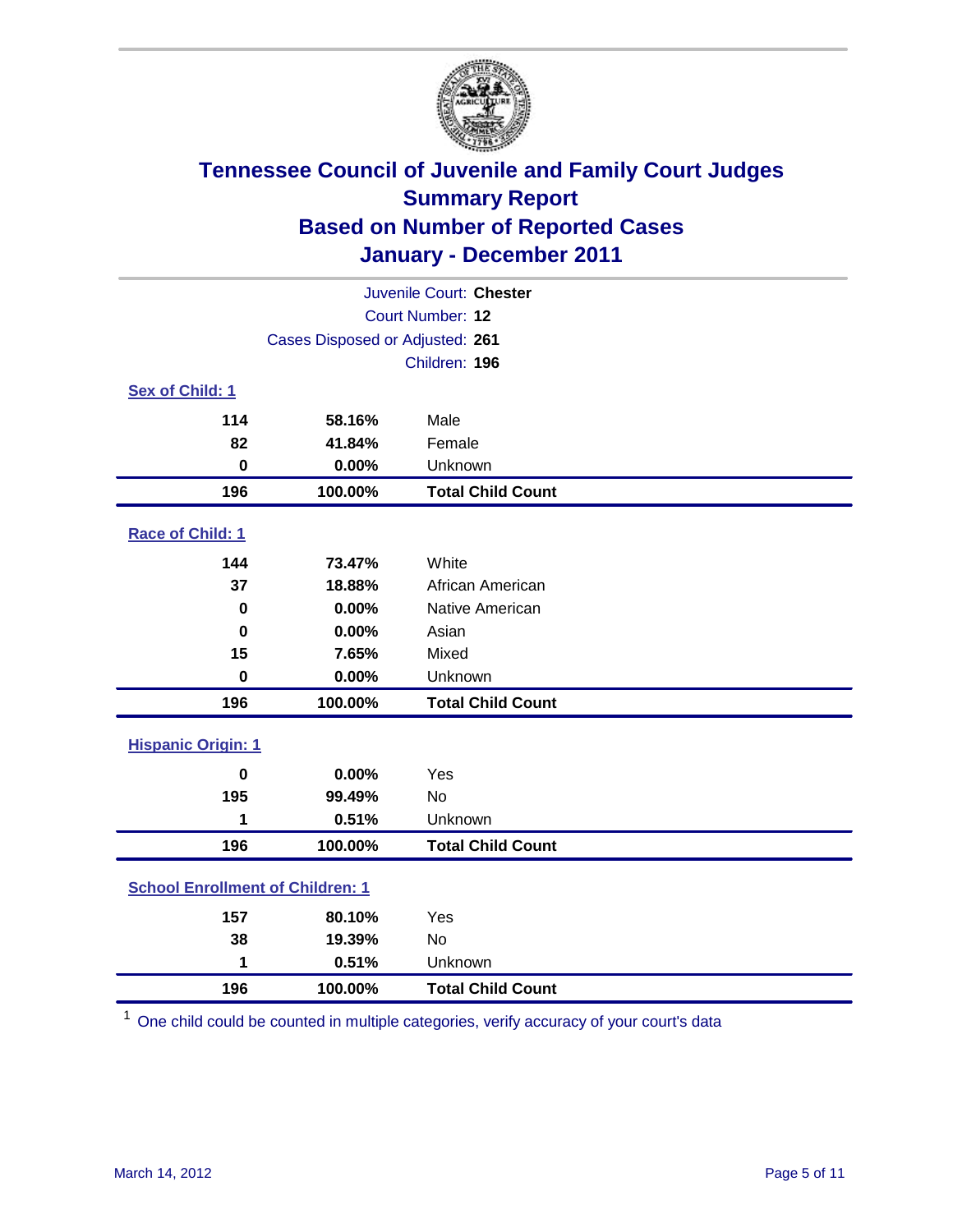# Tennessee Council of Juvenile and Family Court Judges
## Summary Report
## Based on Number of Reported Cases
## January - December 2011

Juvenile Court: **Chester**

Court Number: **12**

Cases Disposed or Adjusted: **261**

Children: **196**

### Sex of Child: 1

| | | |
|---|---|---|
| **114** | **58.16%** | Male |
| **82** | **41.84%** | Female |
| **0** | **0.00%** | Unknown |
| **196** | **100.00%** | **Total Child Count** |

### Race of Child: 1

| | | |
|---|---|---|
| **144** | **73.47%** | White |
| **37** | **18.88%** | African American |
| **0** | **0.00%** | Native American |
| **0** | **0.00%** | Asian |
| **15** | **7.65%** | Mixed |
| **0** | **0.00%** | Unknown |
| **196** | **100.00%** | **Total Child Count** |

### Hispanic Origin: 1

| | | |
|---|---|---|
| **0** | **0.00%** | Yes |
| **195** | **99.49%** | No |
| **1** | **0.51%** | Unknown |
| **196** | **100.00%** | **Total Child Count** |

### School Enrollment of Children: 1

| | | |
|---|---|---|
| **157** | **80.10%** | Yes |
| **38** | **19.39%** | No |
| **1** | **0.51%** | Unknown |
| **196** | **100.00%** | **Total Child Count** |

[1] One child could be counted in multiple categories, verify accuracy of your court's data

March 14, 2012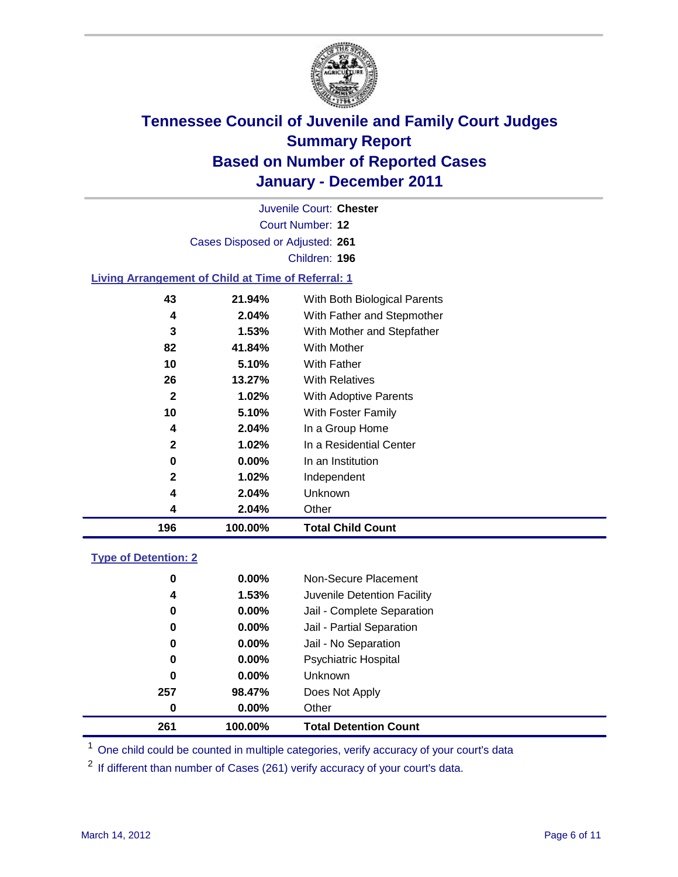# Tennessee Council of Juvenile and Family Court Judges
## Summary Report
## Based on Number of Reported Cases
## January - December 2011

Juvenile Court: **Chester**

Court Number: **12**

Cases Disposed or Adjusted: **261**

Children: **196**

### Living Arrangement of Child at Time of Referral: 1

| | | |
|---|---|---|
| 43 | 21.94% | With Both Biological Parents |
| 4 | 2.04% | With Father and Stepmother |
| 3 | 1.53% | With Mother and Stepfather |
| 82 | 41.84% | With Mother |
| 10 | 5.10% | With Father |
| 26 | 13.27% | With Relatives |
| 2 | 1.02% | With Adoptive Parents |
| 10 | 5.10% | With Foster Family |
| 4 | 2.04% | In a Group Home |
| 2 | 1.02% | In a Residential Center |
| 0 | 0.00% | In an Institution |
| 2 | 1.02% | Independent |
| 4 | 2.04% | Unknown |
| 4 | 2.04% | Other |
| **196** | **100.00%** | **Total Child Count** |

### Type of Detention: 2

| | | |
|---|---|---|
| 0 | 0.00% | Non-Secure Placement |
| 4 | 1.53% | Juvenile Detention Facility |
| 0 | 0.00% | Jail - Complete Separation |
| 0 | 0.00% | Jail - Partial Separation |
| 0 | 0.00% | Jail - No Separation |
| 0 | 0.00% | Psychiatric Hospital |
| 0 | 0.00% | Unknown |
| 257 | 98.47% | Does Not Apply |
| 0 | 0.00% | Other |
| **261** | **100.00%** | **Total Detention Count** |

[1] One child could be counted in multiple categories, verify accuracy of your court's data

[2] If different than number of Cases (261) verify accuracy of your court's data.

March 14, 2012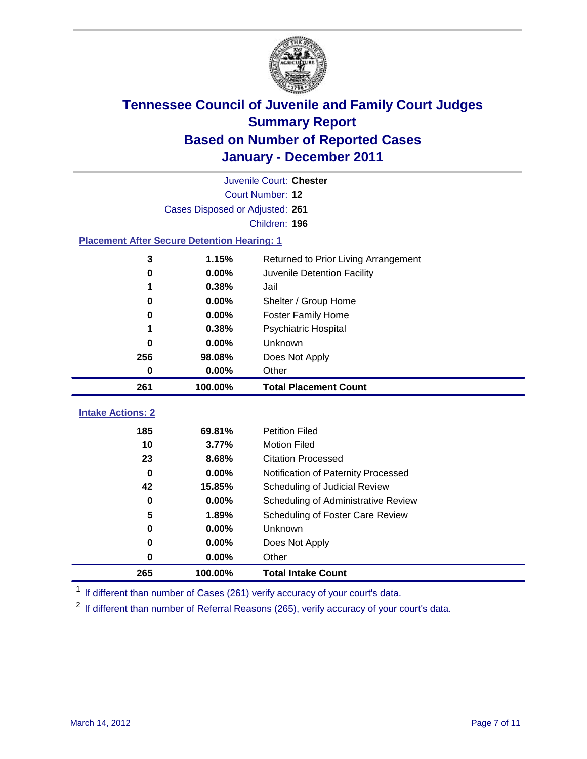# Tennessee Council of Juvenile and Family Court Judges
## Summary Report
## Based on Number of Reported Cases
## January - December 2011

Juvenile Court: **Chester**
Court Number: **12**
Cases Disposed or Adjusted: **261**
Children: **196**

### Placement After Secure Detention Hearing: 1

| Count | Percent | Placement |
|---|---|---|
| 3 | 1.15% | Returned to Prior Living Arrangement |
| 0 | 0.00% | Juvenile Detention Facility |
| 1 | 0.38% | Jail |
| 0 | 0.00% | Shelter / Group Home |
| 0 | 0.00% | Foster Family Home |
| 1 | 0.38% | Psychiatric Hospital |
| 0 | 0.00% | Unknown |
| 256 | 98.08% | Does Not Apply |
| 0 | 0.00% | Other |
| **261** | **100.00%** | **Total Placement Count** |

### Intake Actions: 2

| Count | Percent | Action |
|---|---|---|
| 185 | 69.81% | Petition Filed |
| 10 | 3.77% | Motion Filed |
| 23 | 8.68% | Citation Processed |
| 0 | 0.00% | Notification of Paternity Processed |
| 42 | 15.85% | Scheduling of Judicial Review |
| 0 | 0.00% | Scheduling of Administrative Review |
| 5 | 1.89% | Scheduling of Foster Care Review |
| 0 | 0.00% | Unknown |
| 0 | 0.00% | Does Not Apply |
| 0 | 0.00% | Other |
| **265** | **100.00%** | **Total Intake Count** |

[1] If different than number of Cases (261) verify accuracy of your court's data.

[2] If different than number of Referral Reasons (265), verify accuracy of your court's data.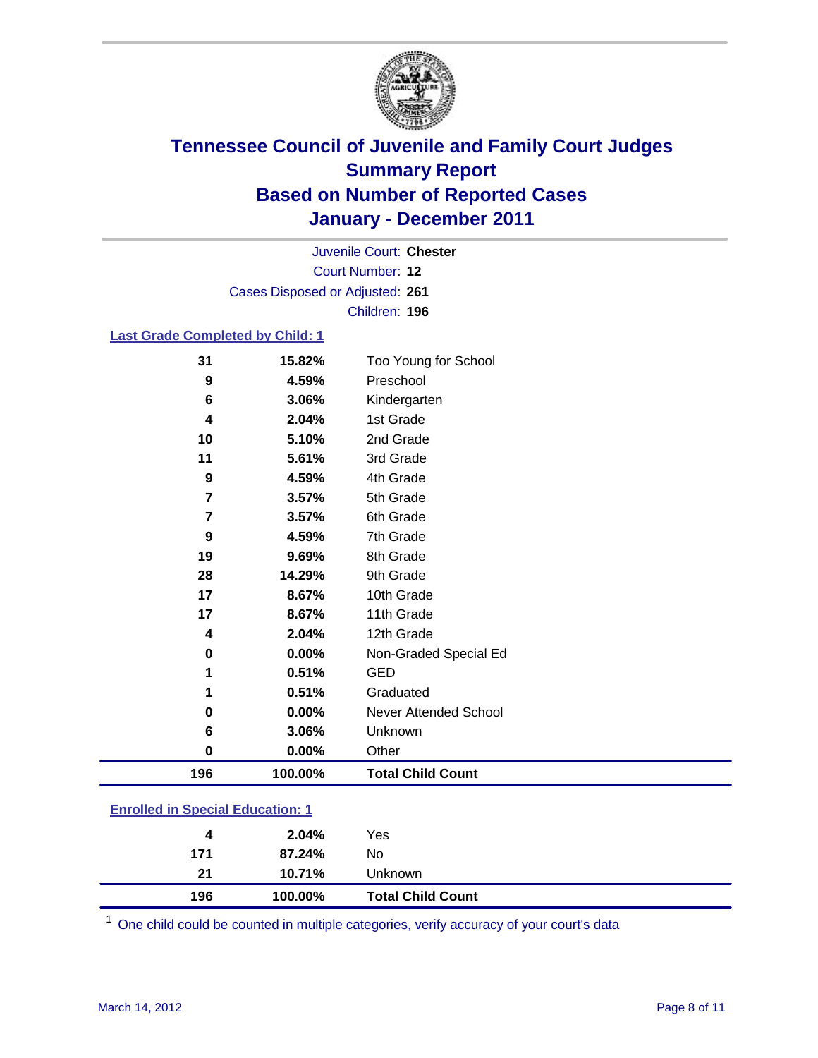# Tennessee Council of Juvenile and Family Court Judges
## Summary Report
## Based on Number of Reported Cases
## January - December 2011

Juvenile Court: **Chester**
Court Number: **12**
Cases Disposed or Adjusted: **261**
Children: **196**

### Last Grade Completed by Child: [1]

| | | |
|---|---|---|
| 31 | 15.82% | Too Young for School |
| 9 | 4.59% | Preschool |
| 6 | 3.06% | Kindergarten |
| 4 | 2.04% | 1st Grade |
| 10 | 5.10% | 2nd Grade |
| 11 | 5.61% | 3rd Grade |
| 9 | 4.59% | 4th Grade |
| 7 | 3.57% | 5th Grade |
| 7 | 3.57% | 6th Grade |
| 9 | 4.59% | 7th Grade |
| 19 | 9.69% | 8th Grade |
| 28 | 14.29% | 9th Grade |
| 17 | 8.67% | 10th Grade |
| 17 | 8.67% | 11th Grade |
| 4 | 2.04% | 12th Grade |
| 0 | 0.00% | Non-Graded Special Ed |
| 1 | 0.51% | GED |
| 1 | 0.51% | Graduated |
| 0 | 0.00% | Never Attended School |
| 6 | 3.06% | Unknown |
| 0 | 0.00% | Other |
| **196** | **100.00%** | **Total Child Count** |

### Enrolled in Special Education: [1]

| | | |
|---|---|---|
| 4 | 2.04% | Yes |
| 171 | 87.24% | No |
| 21 | 10.71% | Unknown |
| **196** | **100.00%** | **Total Child Count** |

[1] One child could be counted in multiple categories, verify accuracy of your court's data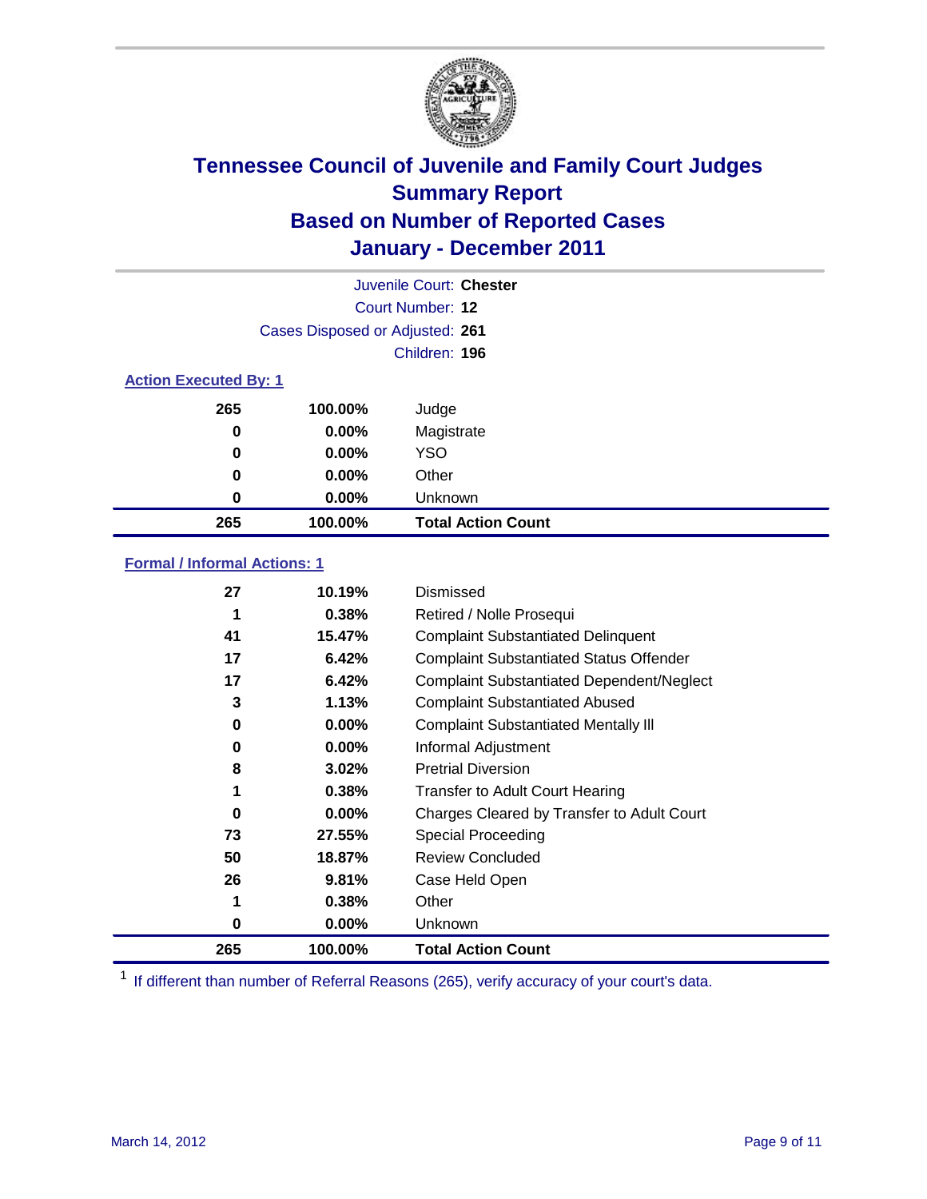# Tennessee Council of Juvenile and Family Court Judges
## Summary Report
## Based on Number of Reported Cases
## January - December 2011

Juvenile Court: **Chester**

Court Number: **12**

Cases Disposed or Adjusted: **261**

Children: **196**

### Action Executed By: 1

| | | |
|---|---|---|
| 265 | 100.00% | Judge |
| 0 | 0.00% | Magistrate |
| 0 | 0.00% | YSO |
| 0 | 0.00% | Other |
| 0 | 0.00% | Unknown |
| **265** | **100.00%** | **Total Action Count** |

### Formal / Informal Actions: 1

| | | |
|---|---|---|
| 27 | 10.19% | Dismissed |
| 1 | 0.38% | Retired / Nolle Prosequi |
| 41 | 15.47% | Complaint Substantiated Delinquent |
| 17 | 6.42% | Complaint Substantiated Status Offender |
| 17 | 6.42% | Complaint Substantiated Dependent/Neglect |
| 3 | 1.13% | Complaint Substantiated Abused |
| 0 | 0.00% | Complaint Substantiated Mentally Ill |
| 0 | 0.00% | Informal Adjustment |
| 8 | 3.02% | Pretrial Diversion |
| 1 | 0.38% | Transfer to Adult Court Hearing |
| 0 | 0.00% | Charges Cleared by Transfer to Adult Court |
| 73 | 27.55% | Special Proceeding |
| 50 | 18.87% | Review Concluded |
| 26 | 9.81% | Case Held Open |
| 1 | 0.38% | Other |
| 0 | 0.00% | Unknown |
| **265** | **100.00%** | **Total Action Count** |

[1] If different than number of Referral Reasons (265), verify accuracy of your court's data.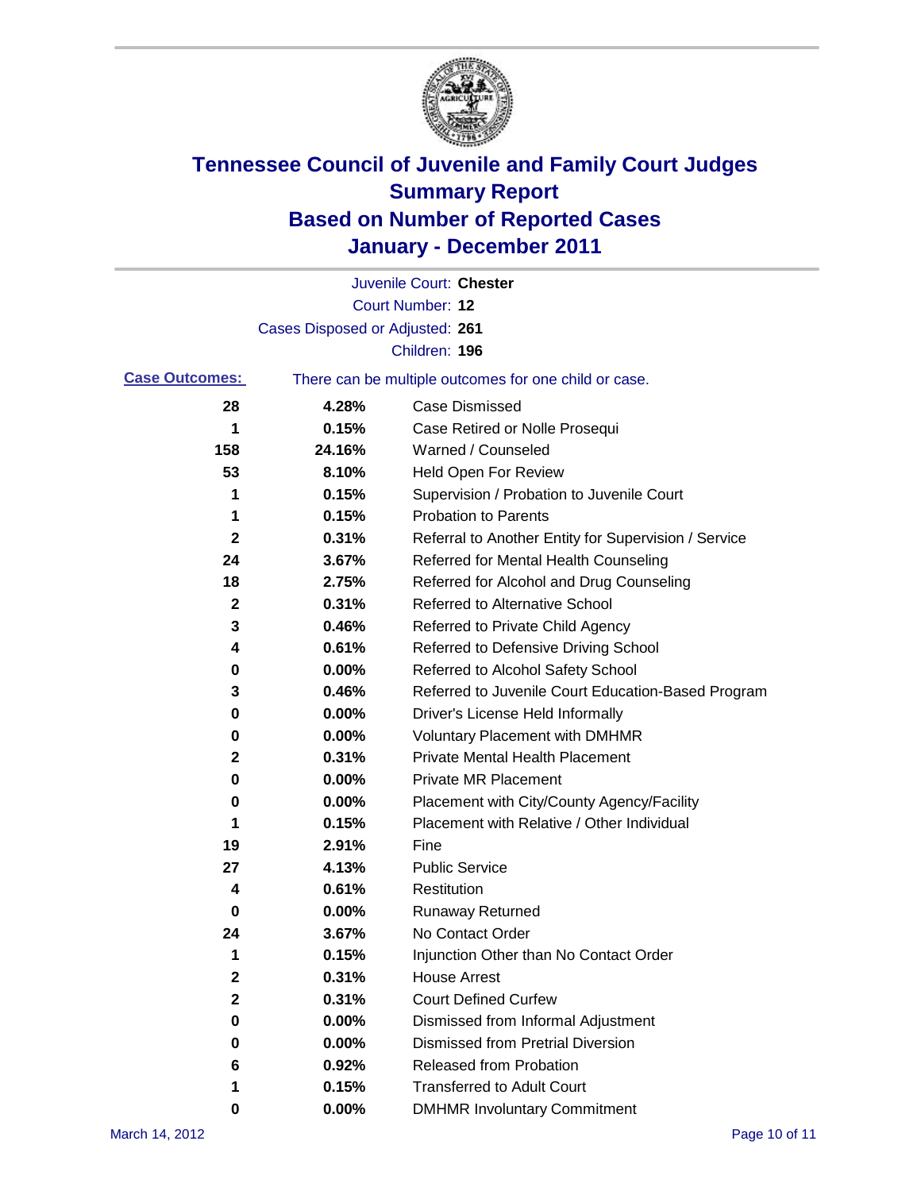# Tennessee Council of Juvenile and Family Court Judges
## Summary Report
## Based on Number of Reported Cases
## January - December 2011

Juvenile Court: **Chester**

Court Number: **12**

Cases Disposed or Adjusted: **261**

Children: **196**

**Case Outcomes:** There can be multiple outcomes for one child or case.

| | | |
|---|---|---|
| **28** | **4.28%** | Case Dismissed |
| **1** | **0.15%** | Case Retired or Nolle Prosequi |
| **158** | **24.16%** | Warned / Counseled |
| **53** | **8.10%** | Held Open For Review |
| **1** | **0.15%** | Supervision / Probation to Juvenile Court |
| **1** | **0.15%** | Probation to Parents |
| **2** | **0.31%** | Referral to Another Entity for Supervision / Service |
| **24** | **3.67%** | Referred for Mental Health Counseling |
| **18** | **2.75%** | Referred for Alcohol and Drug Counseling |
| **2** | **0.31%** | Referred to Alternative School |
| **3** | **0.46%** | Referred to Private Child Agency |
| **4** | **0.61%** | Referred to Defensive Driving School |
| **0** | **0.00%** | Referred to Alcohol Safety School |
| **3** | **0.46%** | Referred to Juvenile Court Education-Based Program |
| **0** | **0.00%** | Driver's License Held Informally |
| **0** | **0.00%** | Voluntary Placement with DMHMR |
| **2** | **0.31%** | Private Mental Health Placement |
| **0** | **0.00%** | Private MR Placement |
| **0** | **0.00%** | Placement with City/County Agency/Facility |
| **1** | **0.15%** | Placement with Relative / Other Individual |
| **19** | **2.91%** | Fine |
| **27** | **4.13%** | Public Service |
| **4** | **0.61%** | Restitution |
| **0** | **0.00%** | Runaway Returned |
| **24** | **3.67%** | No Contact Order |
| **1** | **0.15%** | Injunction Other than No Contact Order |
| **2** | **0.31%** | House Arrest |
| **2** | **0.31%** | Court Defined Curfew |
| **0** | **0.00%** | Dismissed from Informal Adjustment |
| **0** | **0.00%** | Dismissed from Pretrial Diversion |
| **6** | **0.92%** | Released from Probation |
| **1** | **0.15%** | Transferred to Adult Court |
| **0** | **0.00%** | DMHMR Involuntary Commitment |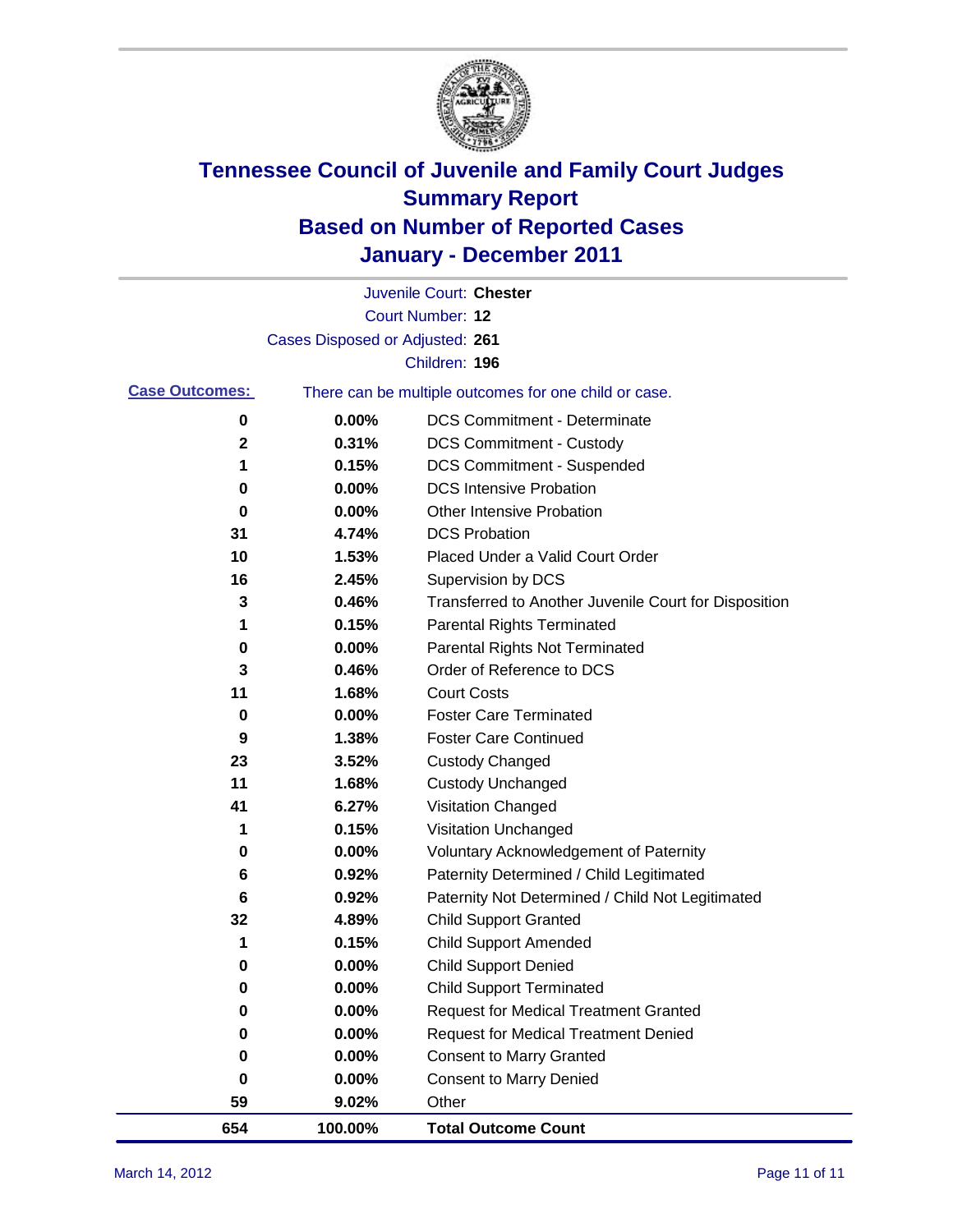# Tennessee Council of Juvenile and Family Court Judges
## Summary Report
## Based on Number of Reported Cases
## January - December 2011

Juvenile Court: **Chester**

Court Number: **12**

Cases Disposed or Adjusted: **261**

Children: **196**

**Case Outcomes:** There can be multiple outcomes for one child or case.

| | | |
|---|---|---|
| 0 | 0.00% | DCS Commitment - Determinate |
| 2 | 0.31% | DCS Commitment - Custody |
| 1 | 0.15% | DCS Commitment - Suspended |
| 0 | 0.00% | DCS Intensive Probation |
| 0 | 0.00% | Other Intensive Probation |
| 31 | 4.74% | DCS Probation |
| 10 | 1.53% | Placed Under a Valid Court Order |
| 16 | 2.45% | Supervision by DCS |
| 3 | 0.46% | Transferred to Another Juvenile Court for Disposition |
| 1 | 0.15% | Parental Rights Terminated |
| 0 | 0.00% | Parental Rights Not Terminated |
| 3 | 0.46% | Order of Reference to DCS |
| 11 | 1.68% | Court Costs |
| 0 | 0.00% | Foster Care Terminated |
| 9 | 1.38% | Foster Care Continued |
| 23 | 3.52% | Custody Changed |
| 11 | 1.68% | Custody Unchanged |
| 41 | 6.27% | Visitation Changed |
| 1 | 0.15% | Visitation Unchanged |
| 0 | 0.00% | Voluntary Acknowledgement of Paternity |
| 6 | 0.92% | Paternity Determined / Child Legitimated |
| 6 | 0.92% | Paternity Not Determined / Child Not Legitimated |
| 32 | 4.89% | Child Support Granted |
| 1 | 0.15% | Child Support Amended |
| 0 | 0.00% | Child Support Denied |
| 0 | 0.00% | Child Support Terminated |
| 0 | 0.00% | Request for Medical Treatment Granted |
| 0 | 0.00% | Request for Medical Treatment Denied |
| 0 | 0.00% | Consent to Marry Granted |
| 0 | 0.00% | Consent to Marry Denied |
| 59 | 9.02% | Other |
| **654** | **100.00%** | **Total Outcome Count** |

March 14, 2012